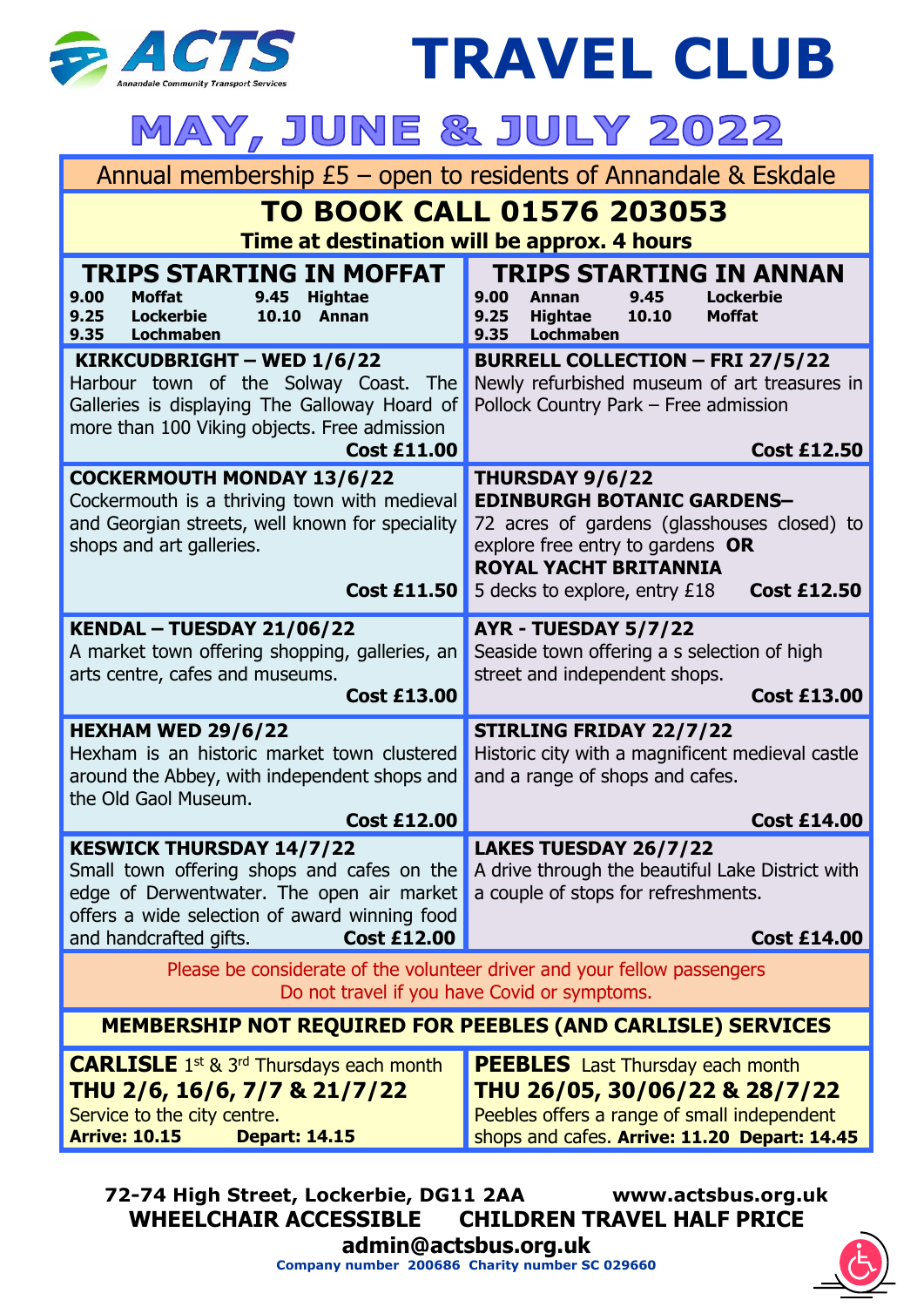**ACTS** — Annandale Community Transport Services

# TRAVEL CLUB

## MAY, JUNE & JULY 2022

Annual membership £5 – open to residents of Annandale & Eskdale

**TO BOOK CALL 01576 203053**

**Time at destination will be approx. 4 hours**

### TRIPS STARTING IN MOFFAT

**9.00 Moffat 9.25 Lockerbie 9.35 Lochmaben 9.45 Hightae 10.10 Annan**

**KIRKCUDBRIGHT – WED 1/6/22**
Harbour town of the Solway Coast. The Galleries is displaying The Galloway Hoard of more than 100 Viking objects. Free admission
**Cost £11.00**

**COCKERMOUTH MONDAY 13/6/22**
Cockermouth is a thriving town with medieval and Georgian streets, well known for speciality shops and art galleries.
**Cost £11.50**

**KENDAL – TUESDAY 21/06/22**
A market town offering shopping, galleries, an arts centre, cafes and museums.
**Cost £13.00**

**HEXHAM WED 29/6/22**
Hexham is an historic market town clustered around the Abbey, with independent shops and the Old Gaol Museum.
**Cost £12.00**

**KESWICK THURSDAY 14/7/22**
Small town offering shops and cafes on the edge of Derwentwater. The open air market offers a wide selection of award winning food and handcrafted gifts.
**Cost £12.00**

### TRIPS STARTING IN ANNAN

**9.00 Annan 9.25 Hightae 9.35 Lochmaben 9.45 Lockerbie 10.10 Moffat**

**BURRELL COLLECTION – FRI 27/5/22**
Newly refurbished museum of art treasures in Pollock Country Park – Free admission
**Cost £12.50**

**THURSDAY 9/6/22**
**EDINBURGH BOTANIC GARDENS–**
72 acres of gardens (glasshouses closed) to explore free entry to gardens **OR**
**ROYAL YACHT BRITANNIA**
5 decks to explore, entry £18
**Cost £12.50**

**AYR - TUESDAY 5/7/22**
Seaside town offering a s selection of high street and independent shops.
**Cost £13.00**

**STIRLING FRIDAY 22/7/22**
Historic city with a magnificent medieval castle and a range of shops and cafes.
**Cost £14.00**

**LAKES TUESDAY 26/7/22**
A drive through the beautiful Lake District with a couple of stops for refreshments.
**Cost £14.00**

Please be considerate of the volunteer driver and your fellow passengers
Do not travel if you have Covid or symptoms.

**MEMBERSHIP NOT REQUIRED FOR PEEBLES (AND CARLISLE) SERVICES**

**CARLISLE** 1st & 3rd Thursdays each month
**THU 2/6, 16/6, 7/7 & 21/7/22**
Service to the city centre.
**Arrive: 10.15 Depart: 14.15**

**PEEBLES** Last Thursday each month
**THU 26/05, 30/06/22 & 28/7/22**
Peebles offers a range of small independent shops and cafes. **Arrive: 11.20 Depart: 14.45**

**72-74 High Street, Lockerbie, DG11 2AA www.actsbus.org.uk**
**WHEELCHAIR ACCESSIBLE CHILDREN TRAVEL HALF PRICE**
**admin@actsbus.org.uk**
**Company number 200686 Charity number SC 029660**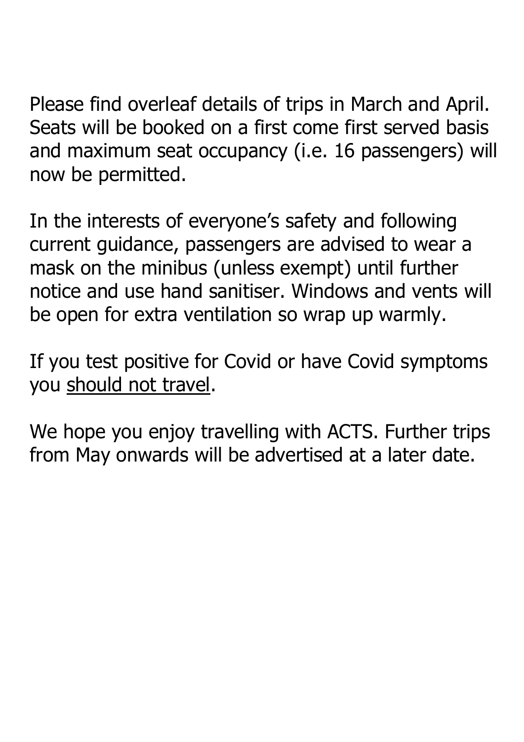Please find overleaf details of trips in March and April. Seats will be booked on a first come first served basis and maximum seat occupancy (i.e. 16 passengers) will now be permitted.

In the interests of everyone's safety and following current guidance, passengers are advised to wear a mask on the minibus (unless exempt) until further notice and use hand sanitiser. Windows and vents will be open for extra ventilation so wrap up warmly.

If you test positive for Covid or have Covid symptoms you <u>should not travel</u>.

We hope you enjoy travelling with ACTS. Further trips from May onwards will be advertised at a later date.